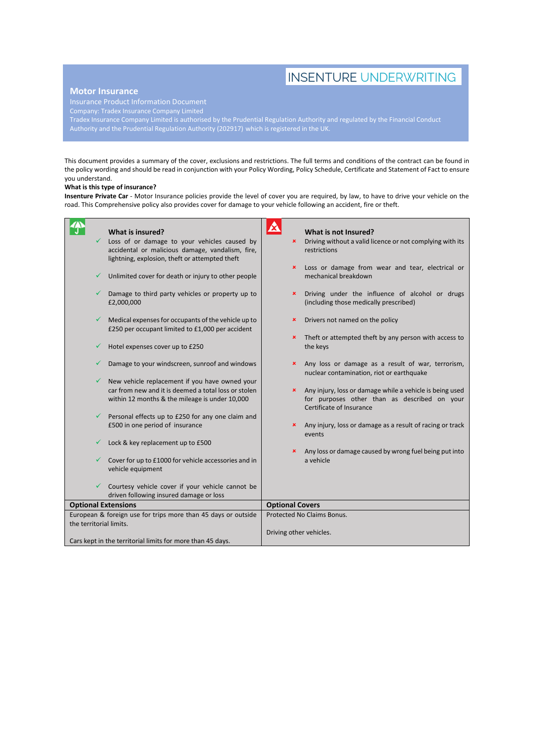INSENTURE UNDERWRITING

# Motor Insurance

Insurance Product Information Document

Company: Tradex Insurance Company Limited

Tradex Insurance Company Limited is authorised by the Prudential Regulation Authority and regulated by the Financial Conduct Authority and the Prudential Regulation Authority (202917) which is registered in the UK.

This document provides a summary of the cover, exclusions and restrictions. The full terms and conditions of the contract can be found in the policy wording and should be read in conjunction with your Policy Wording, Policy Schedule, Certificate and Statement of Fact to ensure you understand.

**What is this type of insurance?**

**Insenture Private Car** - Motor Insurance policies provide the level of cover you are required, by law, to have to drive your vehicle on the road. This Comprehensive policy also provides cover for damage to your vehicle following an accident, fire or theft.

## What is insured?

- ✓ Loss of or damage to your vehicles caused by accidental or malicious damage, vandalism, fire, lightning, explosion, theft or attempted theft
- ✓ Unlimited cover for death or injury to other people
- ✓ Damage to third party vehicles or property up to £2,000,000
- ✓ Medical expenses for occupants of the vehicle up to £250 per occupant limited to £1,000 per accident
- ✓ Hotel expenses cover up to £250
- ✓ Damage to your windscreen, sunroof and windows
- ✓ New vehicle replacement if you have owned your car from new and it is deemed a total loss or stolen within 12 months & the mileage is under 10,000
- ✓ Personal effects up to £250 for any one claim and £500 in one period of insurance
- ✓ Lock & key replacement up to £500
- ✓ Cover for up to £1000 for vehicle accessories and in vehicle equipment
- ✓ Courtesy vehicle cover if your vehicle cannot be driven following insured damage or loss

## What is not Insured?

- × Driving without a valid licence or not complying with its restrictions
- × Loss or damage from wear and tear, electrical or mechanical breakdown
- × Driving under the influence of alcohol or drugs (including those medically prescribed)
- × Drivers not named on the policy
- × Theft or attempted theft by any person with access to the keys
- × Any loss or damage as a result of war, terrorism, nuclear contamination, riot or earthquake
- × Any injury, loss or damage while a vehicle is being used for purposes other than as described on your Certificate of Insurance
- × Any injury, loss or damage as a result of racing or track events
- × Any loss or damage caused by wrong fuel being put into a vehicle

| Optional Extensions | Optional Covers |
|---|---|
| European & foreign use for trips more than 45 days or outside the territorial limits.<br><br>Cars kept in the territorial limits for more than 45 days. | Protected No Claims Bonus.<br><br>Driving other vehicles. |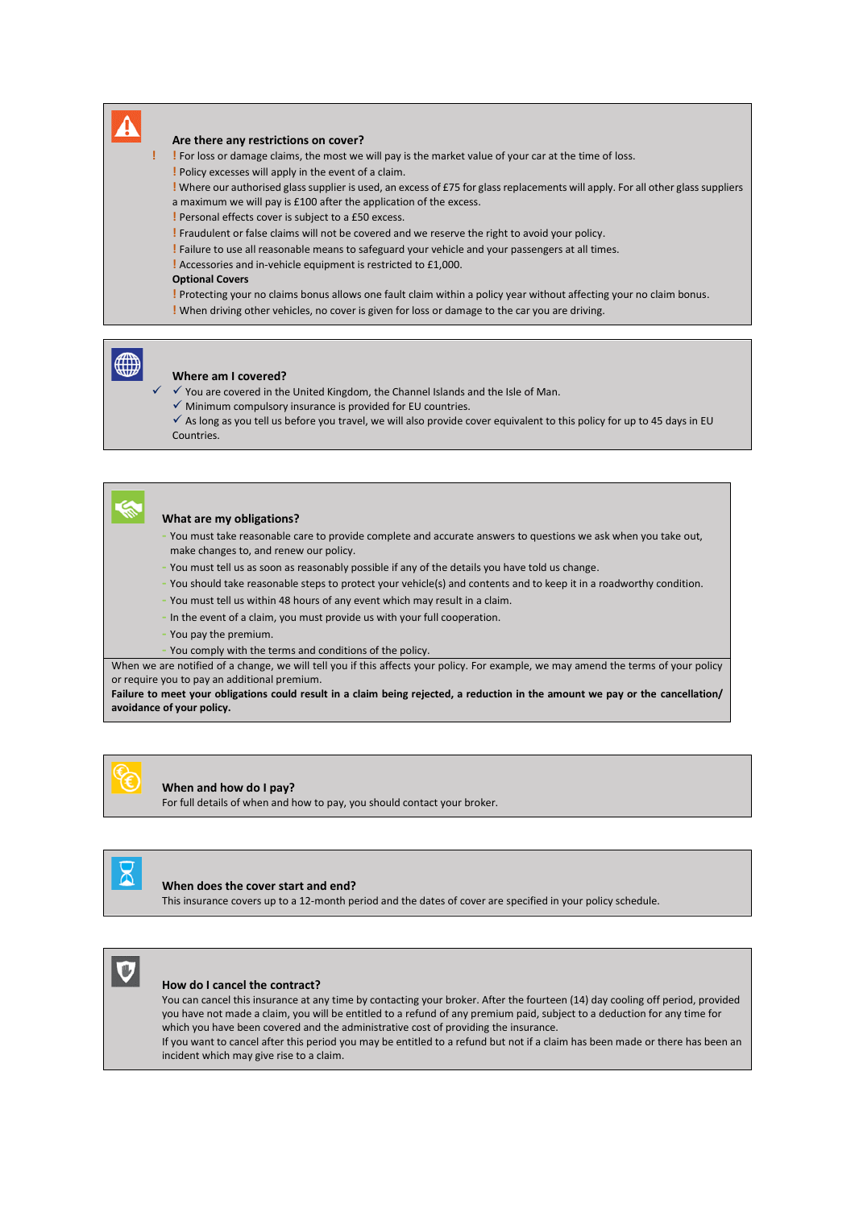## Are there any restrictions on cover?

- ! For loss or damage claims, the most we will pay is the market value of your car at the time of loss.
- ! Policy excesses will apply in the event of a claim.
- ! Where our authorised glass supplier is used, an excess of £75 for glass replacements will apply. For all other glass suppliers a maximum we will pay is £100 after the application of the excess.
- ! Personal effects cover is subject to a £50 excess.
- ! Fraudulent or false claims will not be covered and we reserve the right to avoid your policy.
- ! Failure to use all reasonable means to safeguard your vehicle and your passengers at all times.
- ! Accessories and in-vehicle equipment is restricted to £1,000.

**Optional Covers**

- ! Protecting your no claims bonus allows one fault claim within a policy year without affecting your no claim bonus.
- ! When driving other vehicles, no cover is given for loss or damage to the car you are driving.

## Where am I covered?

- ✓ You are covered in the United Kingdom, the Channel Islands and the Isle of Man.
- ✓ Minimum compulsory insurance is provided for EU countries.
- ✓ As long as you tell us before you travel, we will also provide cover equivalent to this policy for up to 45 days in EU Countries.

## What are my obligations?

- You must take reasonable care to provide complete and accurate answers to questions we ask when you take out, make changes to, and renew our policy.
- You must tell us as soon as reasonably possible if any of the details you have told us change.
- You should take reasonable steps to protect your vehicle(s) and contents and to keep it in a roadworthy condition.
- You must tell us within 48 hours of any event which may result in a claim.
- In the event of a claim, you must provide us with your full cooperation.
- You pay the premium.
- You comply with the terms and conditions of the policy.

When we are notified of a change, we will tell you if this affects your policy. For example, we may amend the terms of your policy or require you to pay an additional premium.

**Failure to meet your obligations could result in a claim being rejected, a reduction in the amount we pay or the cancellation/ avoidance of your policy.**

## When and how do I pay?

For full details of when and how to pay, you should contact your broker.

## When does the cover start and end?

This insurance covers up to a 12-month period and the dates of cover are specified in your policy schedule.

## How do I cancel the contract?

You can cancel this insurance at any time by contacting your broker. After the fourteen (14) day cooling off period, provided you have not made a claim, you will be entitled to a refund of any premium paid, subject to a deduction for any time for which you have been covered and the administrative cost of providing the insurance.

If you want to cancel after this period you may be entitled to a refund but not if a claim has been made or there has been an incident which may give rise to a claim.